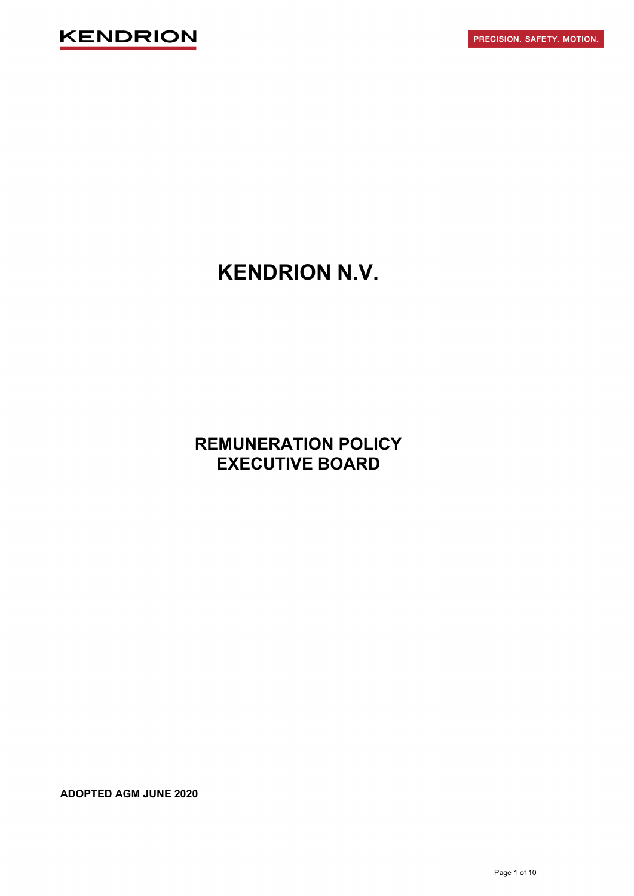# KENDRION N.V.

## REMUNERATION POLICY
## EXECUTIVE BOARD

**ADOPTED AGM JUNE 2020**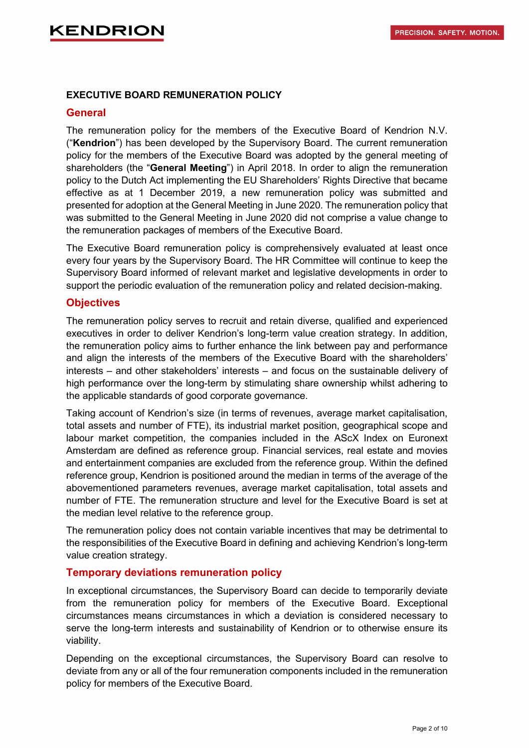# EXECUTIVE BOARD REMUNERATION POLICY

## General

The remuneration policy for the members of the Executive Board of Kendrion N.V. ("**Kendrion**") has been developed by the Supervisory Board. The current remuneration policy for the members of the Executive Board was adopted by the general meeting of shareholders (the "**General Meeting**") in April 2018. In order to align the remuneration policy to the Dutch Act implementing the EU Shareholders' Rights Directive that became effective as at 1 December 2019, a new remuneration policy was submitted and presented for adoption at the General Meeting in June 2020. The remuneration policy that was submitted to the General Meeting in June 2020 did not comprise a value change to the remuneration packages of members of the Executive Board.

The Executive Board remuneration policy is comprehensively evaluated at least once every four years by the Supervisory Board. The HR Committee will continue to keep the Supervisory Board informed of relevant market and legislative developments in order to support the periodic evaluation of the remuneration policy and related decision-making.

## Objectives

The remuneration policy serves to recruit and retain diverse, qualified and experienced executives in order to deliver Kendrion's long-term value creation strategy. In addition, the remuneration policy aims to further enhance the link between pay and performance and align the interests of the members of the Executive Board with the shareholders' interests – and other stakeholders' interests – and focus on the sustainable delivery of high performance over the long-term by stimulating share ownership whilst adhering to the applicable standards of good corporate governance.

Taking account of Kendrion's size (in terms of revenues, average market capitalisation, total assets and number of FTE), its industrial market position, geographical scope and labour market competition, the companies included in the AScX Index on Euronext Amsterdam are defined as reference group. Financial services, real estate and movies and entertainment companies are excluded from the reference group. Within the defined reference group, Kendrion is positioned around the median in terms of the average of the abovementioned parameters revenues, average market capitalisation, total assets and number of FTE. The remuneration structure and level for the Executive Board is set at the median level relative to the reference group.

The remuneration policy does not contain variable incentives that may be detrimental to the responsibilities of the Executive Board in defining and achieving Kendrion's long-term value creation strategy.

## Temporary deviations remuneration policy

In exceptional circumstances, the Supervisory Board can decide to temporarily deviate from the remuneration policy for members of the Executive Board. Exceptional circumstances means circumstances in which a deviation is considered necessary to serve the long-term interests and sustainability of Kendrion or to otherwise ensure its viability.

Depending on the exceptional circumstances, the Supervisory Board can resolve to deviate from any or all of the four remuneration components included in the remuneration policy for members of the Executive Board.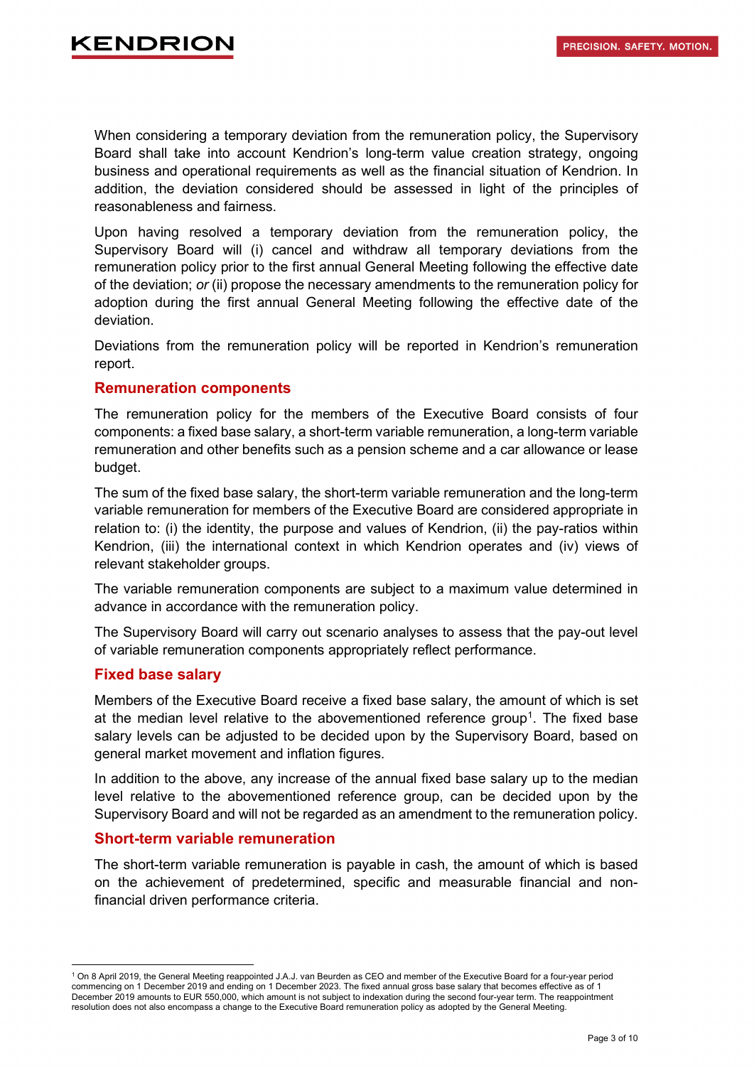When considering a temporary deviation from the remuneration policy, the Supervisory Board shall take into account Kendrion's long-term value creation strategy, ongoing business and operational requirements as well as the financial situation of Kendrion. In addition, the deviation considered should be assessed in light of the principles of reasonableness and fairness.

Upon having resolved a temporary deviation from the remuneration policy, the Supervisory Board will (i) cancel and withdraw all temporary deviations from the remuneration policy prior to the first annual General Meeting following the effective date of the deviation; *or* (ii) propose the necessary amendments to the remuneration policy for adoption during the first annual General Meeting following the effective date of the deviation.

Deviations from the remuneration policy will be reported in Kendrion's remuneration report.

## Remuneration components

The remuneration policy for the members of the Executive Board consists of four components: a fixed base salary, a short-term variable remuneration, a long-term variable remuneration and other benefits such as a pension scheme and a car allowance or lease budget.

The sum of the fixed base salary, the short-term variable remuneration and the long-term variable remuneration for members of the Executive Board are considered appropriate in relation to: (i) the identity, the purpose and values of Kendrion, (ii) the pay-ratios within Kendrion, (iii) the international context in which Kendrion operates and (iv) views of relevant stakeholder groups.

The variable remuneration components are subject to a maximum value determined in advance in accordance with the remuneration policy.

The Supervisory Board will carry out scenario analyses to assess that the pay-out level of variable remuneration components appropriately reflect performance.

## Fixed base salary

Members of the Executive Board receive a fixed base salary, the amount of which is set at the median level relative to the abovementioned reference group[1]. The fixed base salary levels can be adjusted to be decided upon by the Supervisory Board, based on general market movement and inflation figures.

In addition to the above, any increase of the annual fixed base salary up to the median level relative to the abovementioned reference group, can be decided upon by the Supervisory Board and will not be regarded as an amendment to the remuneration policy.

## Short-term variable remuneration

The short-term variable remuneration is payable in cash, the amount of which is based on the achievement of predetermined, specific and measurable financial and non-financial driven performance criteria.

---

[1] On 8 April 2019, the General Meeting reappointed J.A.J. van Beurden as CEO and member of the Executive Board for a four-year period commencing on 1 December 2019 and ending on 1 December 2023. The fixed annual gross base salary that becomes effective as of 1 December 2019 amounts to EUR 550,000, which amount is not subject to indexation during the second four-year term. The reappointment resolution does not also encompass a change to the Executive Board remuneration policy as adopted by the General Meeting.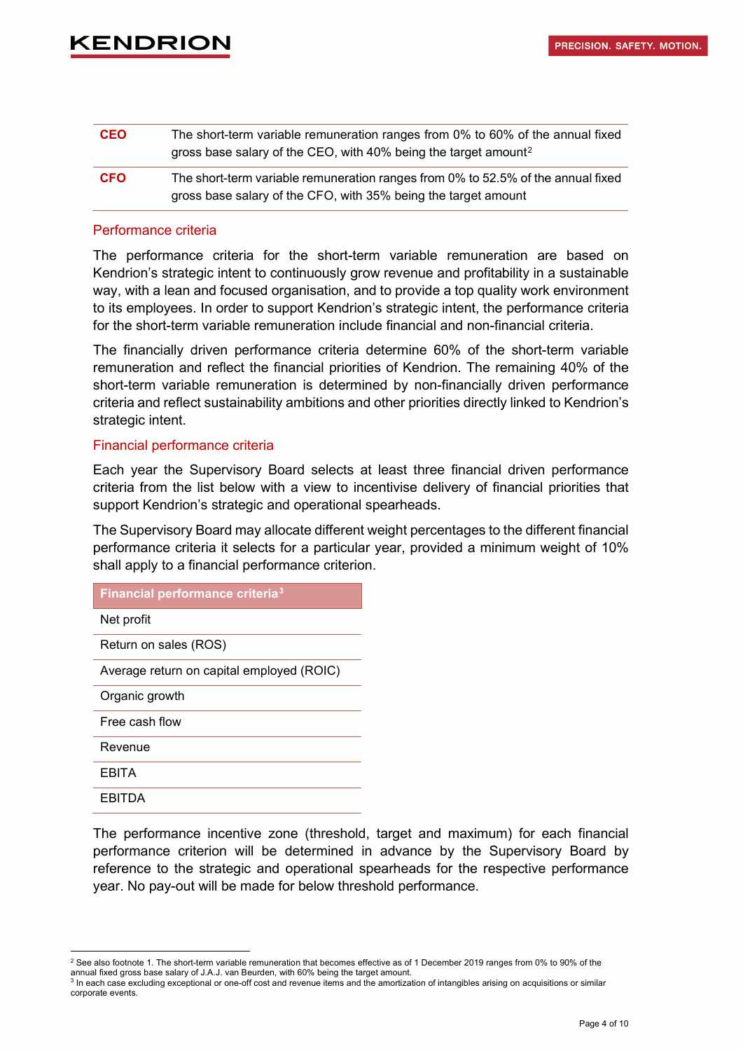| | |
|---|---|
| **CEO** | The short-term variable remuneration ranges from 0% to 60% of the annual fixed gross base salary of the CEO, with 40% being the target amount[2] |
| **CFO** | The short-term variable remuneration ranges from 0% to 52.5% of the annual fixed gross base salary of the CFO, with 35% being the target amount |

### Performance criteria

The performance criteria for the short-term variable remuneration are based on Kendrion's strategic intent to continuously grow revenue and profitability in a sustainable way, with a lean and focused organisation, and to provide a top quality work environment to its employees. In order to support Kendrion's strategic intent, the performance criteria for the short-term variable remuneration include financial and non-financial criteria.

The financially driven performance criteria determine 60% of the short-term variable remuneration and reflect the financial priorities of Kendrion. The remaining 40% of the short-term variable remuneration is determined by non-financially driven performance criteria and reflect sustainability ambitions and other priorities directly linked to Kendrion's strategic intent.

### Financial performance criteria

Each year the Supervisory Board selects at least three financial driven performance criteria from the list below with a view to incentivise delivery of financial priorities that support Kendrion's strategic and operational spearheads.

The Supervisory Board may allocate different weight percentages to the different financial performance criteria it selects for a particular year, provided a minimum weight of 10% shall apply to a financial performance criterion.

| Financial performance criteria[3] |
|---|
| Net profit |
| Return on sales (ROS) |
| Average return on capital employed (ROIC) |
| Organic growth |
| Free cash flow |
| Revenue |
| EBITA |
| EBITDA |

The performance incentive zone (threshold, target and maximum) for each financial performance criterion will be determined in advance by the Supervisory Board by reference to the strategic and operational spearheads for the respective performance year. No pay-out will be made for below threshold performance.

---

[2] See also footnote 1. The short-term variable remuneration that becomes effective as of 1 December 2019 ranges from 0% to 90% of the annual fixed gross base salary of J.A.J. van Beurden, with 60% being the target amount.

[3] In each case excluding exceptional or one-off cost and revenue items and the amortization of intangibles arising on acquisitions or similar corporate events.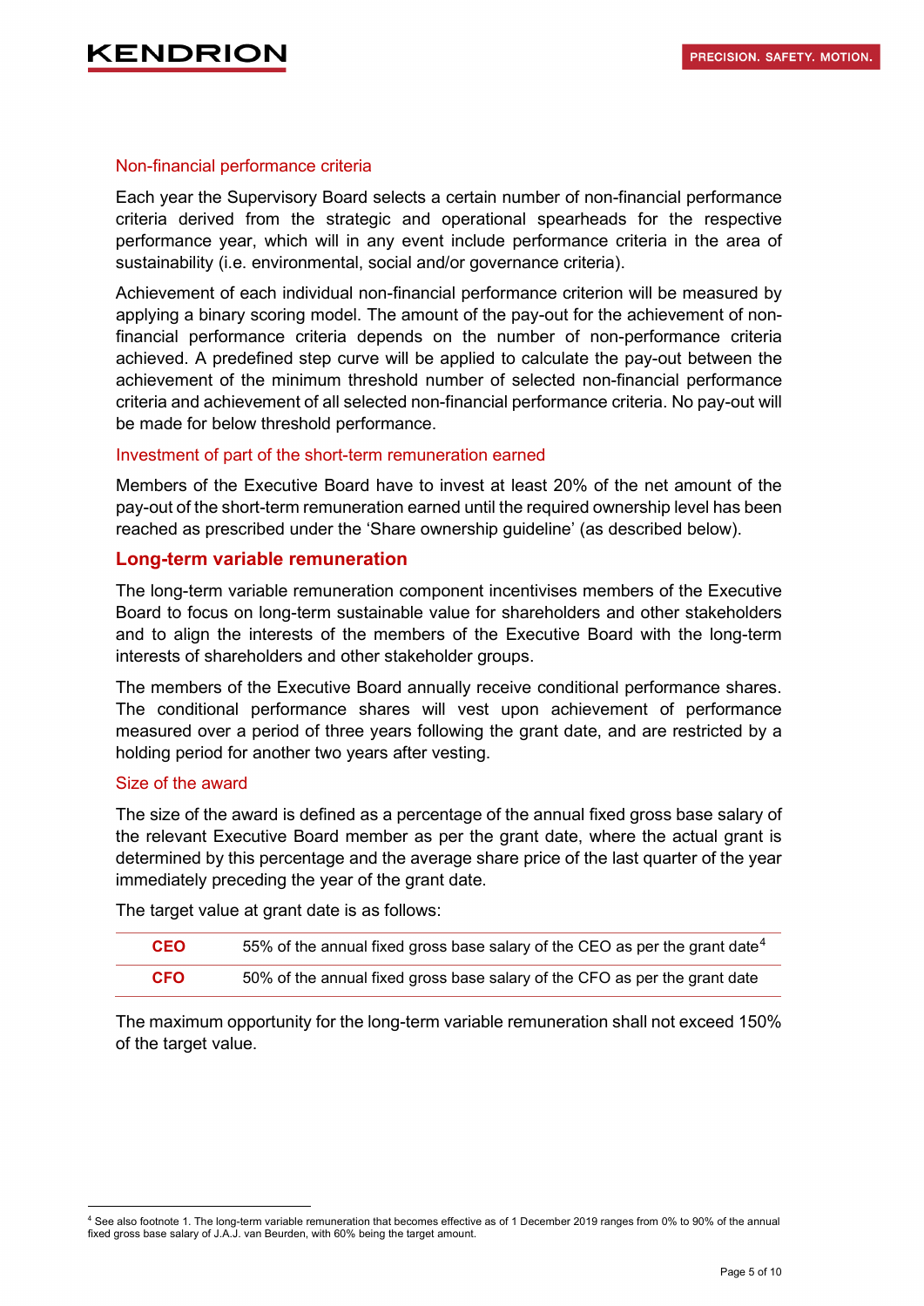### Non-financial performance criteria

Each year the Supervisory Board selects a certain number of non-financial performance criteria derived from the strategic and operational spearheads for the respective performance year, which will in any event include performance criteria in the area of sustainability (i.e. environmental, social and/or governance criteria).

Achievement of each individual non-financial performance criterion will be measured by applying a binary scoring model. The amount of the pay-out for the achievement of non-financial performance criteria depends on the number of non-performance criteria achieved. A predefined step curve will be applied to calculate the pay-out between the achievement of the minimum threshold number of selected non-financial performance criteria and achievement of all selected non-financial performance criteria. No pay-out will be made for below threshold performance.

### Investment of part of the short-term remuneration earned

Members of the Executive Board have to invest at least 20% of the net amount of the pay-out of the short-term remuneration earned until the required ownership level has been reached as prescribed under the 'Share ownership guideline' (as described below).

## Long-term variable remuneration

The long-term variable remuneration component incentivises members of the Executive Board to focus on long-term sustainable value for shareholders and other stakeholders and to align the interests of the members of the Executive Board with the long-term interests of shareholders and other stakeholder groups.

The members of the Executive Board annually receive conditional performance shares. The conditional performance shares will vest upon achievement of performance measured over a period of three years following the grant date, and are restricted by a holding period for another two years after vesting.

### Size of the award

The size of the award is defined as a percentage of the annual fixed gross base salary of the relevant Executive Board member as per the grant date, where the actual grant is determined by this percentage and the average share price of the last quarter of the year immediately preceding the year of the grant date.

The target value at grant date is as follows:

| | |
|---|---|
| **CEO** | 55% of the annual fixed gross base salary of the CEO as per the grant date[4] |
| **CFO** | 50% of the annual fixed gross base salary of the CFO as per the grant date |

The maximum opportunity for the long-term variable remuneration shall not exceed 150% of the target value.

---

[4] See also footnote 1. The long-term variable remuneration that becomes effective as of 1 December 2019 ranges from 0% to 90% of the annual fixed gross base salary of J.A.J. van Beurden, with 60% being the target amount.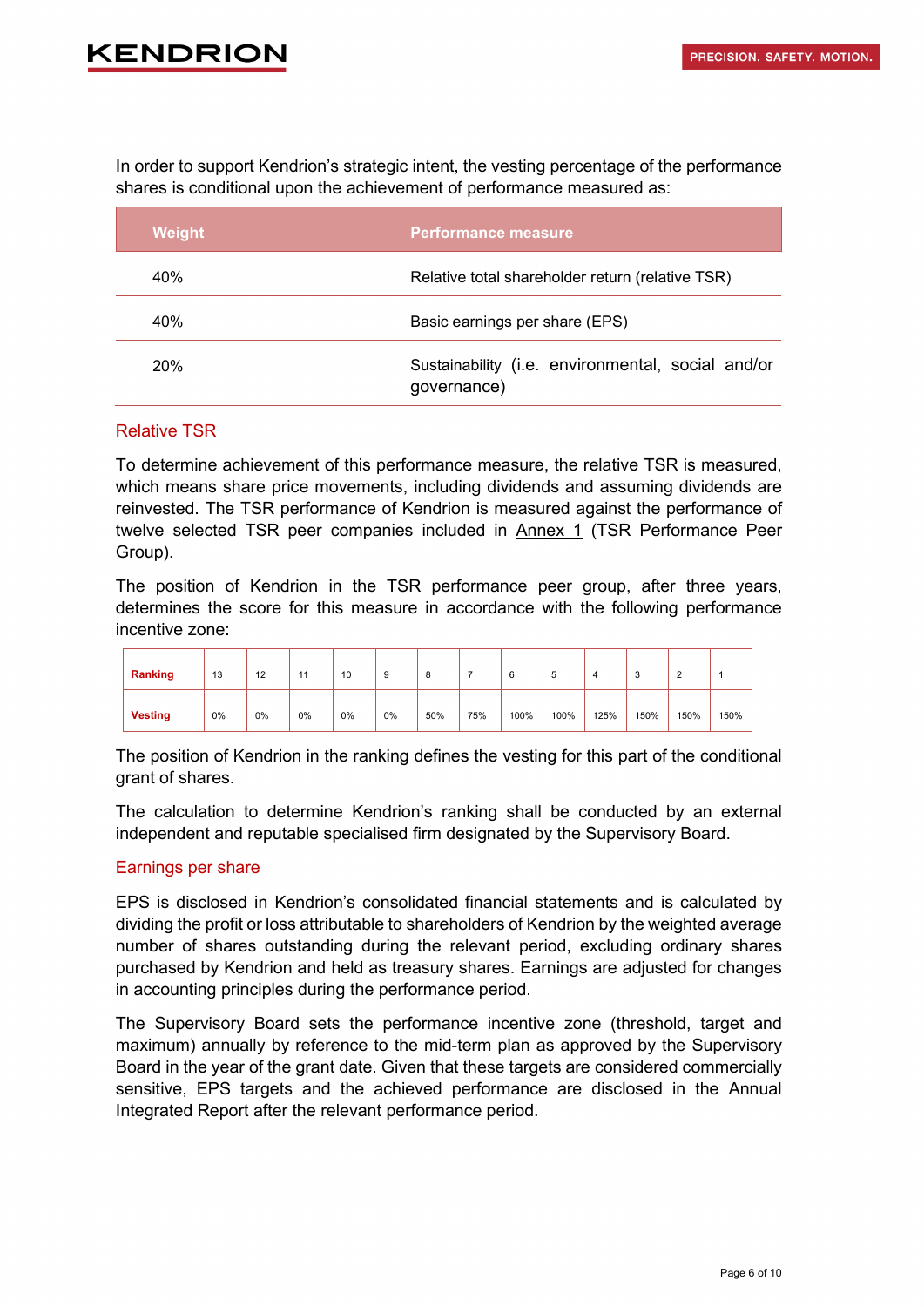In order to support Kendrion's strategic intent, the vesting percentage of the performance shares is conditional upon the achievement of performance measured as:

| Weight | Performance measure |
|---|---|
| 40% | Relative total shareholder return (relative TSR) |
| 40% | Basic earnings per share (EPS) |
| 20% | Sustainability (i.e. environmental, social and/or governance) |

## Relative TSR

To determine achievement of this performance measure, the relative TSR is measured, which means share price movements, including dividends and assuming dividends are reinvested. The TSR performance of Kendrion is measured against the performance of twelve selected TSR peer companies included in Annex 1 (TSR Performance Peer Group).

The position of Kendrion in the TSR performance peer group, after three years, determines the score for this measure in accordance with the following performance incentive zone:

| **Ranking** | 13 | 12 | 11 | 10 | 9 | 8 | 7 | 6 | 5 | 4 | 3 | 2 | 1 |
|---|---|---|---|---|---|---|---|---|---|---|---|---|---|
| **Vesting** | 0% | 0% | 0% | 0% | 0% | 50% | 75% | 100% | 100% | 125% | 150% | 150% | 150% |

The position of Kendrion in the ranking defines the vesting for this part of the conditional grant of shares.

The calculation to determine Kendrion's ranking shall be conducted by an external independent and reputable specialised firm designated by the Supervisory Board.

## Earnings per share

EPS is disclosed in Kendrion's consolidated financial statements and is calculated by dividing the profit or loss attributable to shareholders of Kendrion by the weighted average number of shares outstanding during the relevant period, excluding ordinary shares purchased by Kendrion and held as treasury shares. Earnings are adjusted for changes in accounting principles during the performance period.

The Supervisory Board sets the performance incentive zone (threshold, target and maximum) annually by reference to the mid-term plan as approved by the Supervisory Board in the year of the grant date. Given that these targets are considered commercially sensitive, EPS targets and the achieved performance are disclosed in the Annual Integrated Report after the relevant performance period.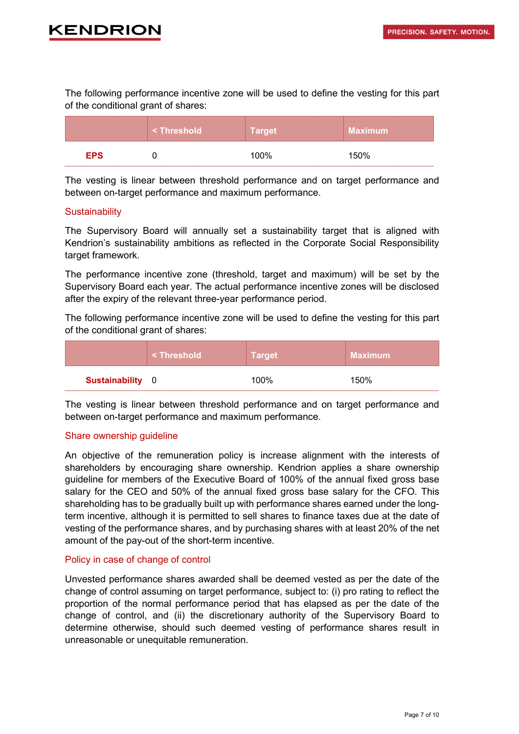The following performance incentive zone will be used to define the vesting for this part of the conditional grant of shares:

| | < Threshold | Target | Maximum |
|---|---|---|---|
| **EPS** | 0 | 100% | 150% |

The vesting is linear between threshold performance and on target performance and between on-target performance and maximum performance.

### Sustainability

The Supervisory Board will annually set a sustainability target that is aligned with Kendrion's sustainability ambitions as reflected in the Corporate Social Responsibility target framework.

The performance incentive zone (threshold, target and maximum) will be set by the Supervisory Board each year. The actual performance incentive zones will be disclosed after the expiry of the relevant three-year performance period.

The following performance incentive zone will be used to define the vesting for this part of the conditional grant of shares:

| | < Threshold | Target | Maximum |
|---|---|---|---|
| **Sustainability** | 0 | 100% | 150% |

The vesting is linear between threshold performance and on target performance and between on-target performance and maximum performance.

### Share ownership guideline

An objective of the remuneration policy is increase alignment with the interests of shareholders by encouraging share ownership. Kendrion applies a share ownership guideline for members of the Executive Board of 100% of the annual fixed gross base salary for the CEO and 50% of the annual fixed gross base salary for the CFO. This shareholding has to be gradually built up with performance shares earned under the long-term incentive, although it is permitted to sell shares to finance taxes due at the date of vesting of the performance shares, and by purchasing shares with at least 20% of the net amount of the pay-out of the short-term incentive.

### Policy in case of change of control

Unvested performance shares awarded shall be deemed vested as per the date of the change of control assuming on target performance, subject to: (i) pro rating to reflect the proportion of the normal performance period that has elapsed as per the date of the change of control, and (ii) the discretionary authority of the Supervisory Board to determine otherwise, should such deemed vesting of performance shares result in unreasonable or unequitable remuneration.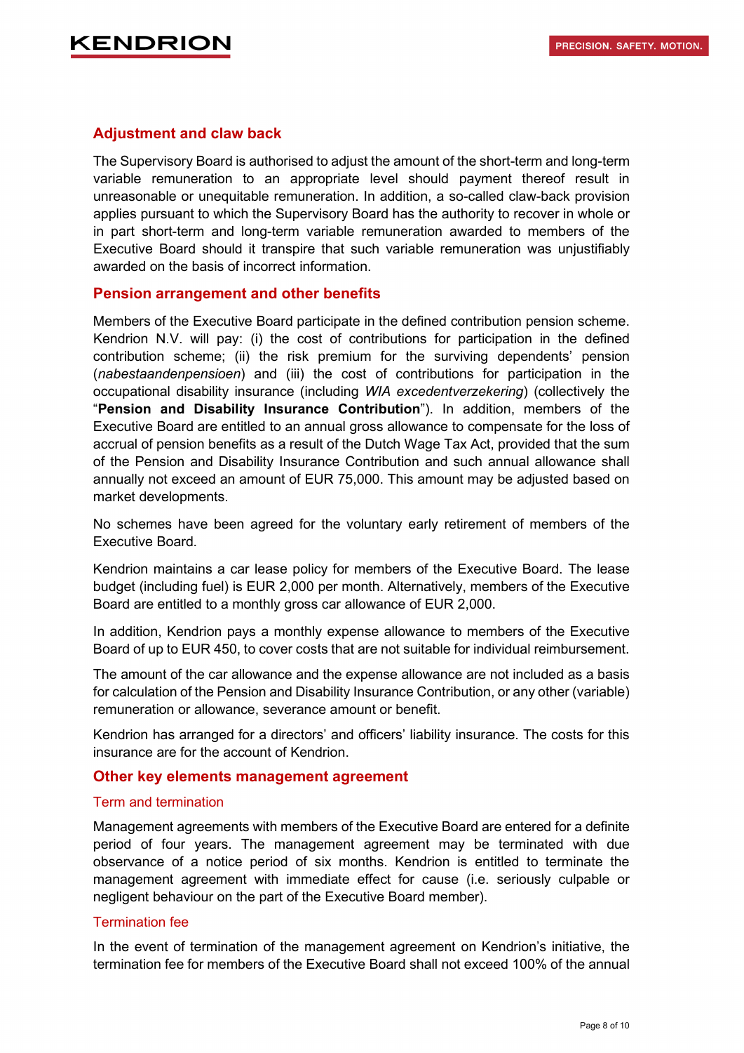## Adjustment and claw back

The Supervisory Board is authorised to adjust the amount of the short-term and long-term variable remuneration to an appropriate level should payment thereof result in unreasonable or unequitable remuneration. In addition, a so-called claw-back provision applies pursuant to which the Supervisory Board has the authority to recover in whole or in part short-term and long-term variable remuneration awarded to members of the Executive Board should it transpire that such variable remuneration was unjustifiably awarded on the basis of incorrect information.

## Pension arrangement and other benefits

Members of the Executive Board participate in the defined contribution pension scheme. Kendrion N.V. will pay: (i) the cost of contributions for participation in the defined contribution scheme; (ii) the risk premium for the surviving dependents' pension (*nabestaandenpensioen*) and (iii) the cost of contributions for participation in the occupational disability insurance (including *WIA excedentverzekering*) (collectively the "**Pension and Disability Insurance Contribution**"). In addition, members of the Executive Board are entitled to an annual gross allowance to compensate for the loss of accrual of pension benefits as a result of the Dutch Wage Tax Act, provided that the sum of the Pension and Disability Insurance Contribution and such annual allowance shall annually not exceed an amount of EUR 75,000. This amount may be adjusted based on market developments.

No schemes have been agreed for the voluntary early retirement of members of the Executive Board.

Kendrion maintains a car lease policy for members of the Executive Board. The lease budget (including fuel) is EUR 2,000 per month. Alternatively, members of the Executive Board are entitled to a monthly gross car allowance of EUR 2,000.

In addition, Kendrion pays a monthly expense allowance to members of the Executive Board of up to EUR 450, to cover costs that are not suitable for individual reimbursement.

The amount of the car allowance and the expense allowance are not included as a basis for calculation of the Pension and Disability Insurance Contribution, or any other (variable) remuneration or allowance, severance amount or benefit.

Kendrion has arranged for a directors' and officers' liability insurance. The costs for this insurance are for the account of Kendrion.

## Other key elements management agreement

### Term and termination

Management agreements with members of the Executive Board are entered for a definite period of four years. The management agreement may be terminated with due observance of a notice period of six months. Kendrion is entitled to terminate the management agreement with immediate effect for cause (i.e. seriously culpable or negligent behaviour on the part of the Executive Board member).

### Termination fee

In the event of termination of the management agreement on Kendrion's initiative, the termination fee for members of the Executive Board shall not exceed 100% of the annual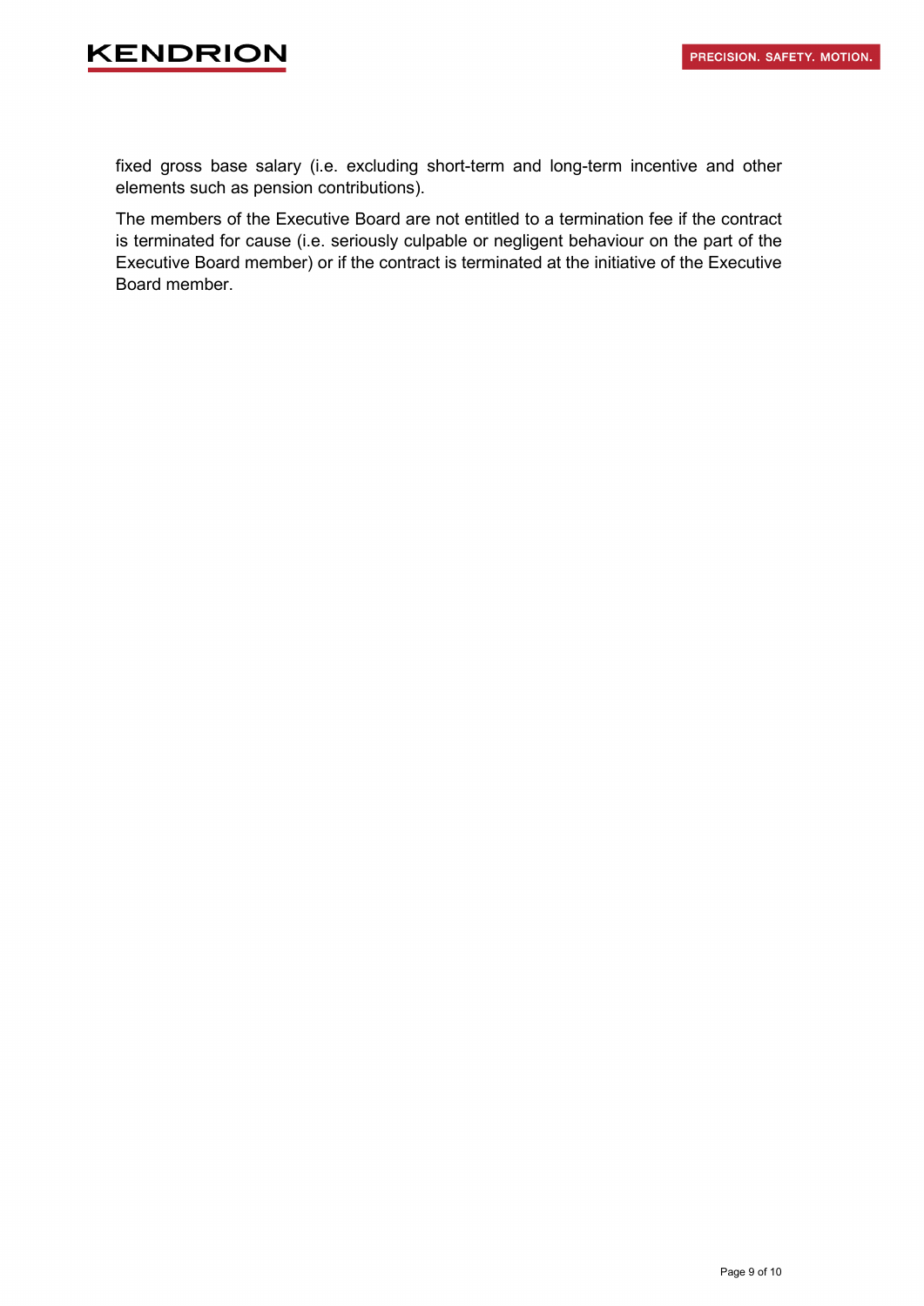fixed gross base salary (i.e. excluding short-term and long-term incentive and other elements such as pension contributions).

The members of the Executive Board are not entitled to a termination fee if the contract is terminated for cause (i.e. seriously culpable or negligent behaviour on the part of the Executive Board member) or if the contract is terminated at the initiative of the Executive Board member.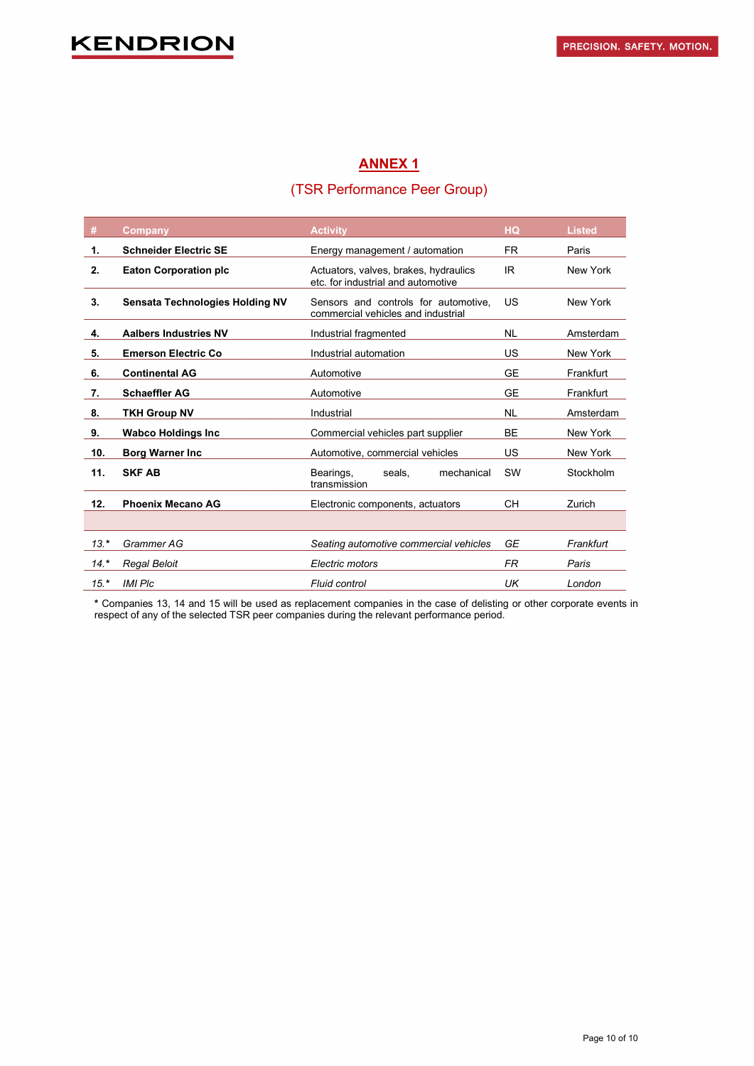# ANNEX 1

## (TSR Performance Peer Group)

| # | Company | Activity | HQ | Listed |
|---|---|---|---|---|
| **1.** | **Schneider Electric SE** | Energy management / automation | FR | Paris |
| **2.** | **Eaton Corporation plc** | Actuators, valves, brakes, hydraulics etc. for industrial and automotive | IR | New York |
| **3.** | **Sensata Technologies Holding NV** | Sensors and controls for automotive, commercial vehicles and industrial | US | New York |
| **4.** | **Aalbers Industries NV** | Industrial fragmented | NL | Amsterdam |
| **5.** | **Emerson Electric Co** | Industrial automation | US | New York |
| **6.** | **Continental AG** | Automotive | GE | Frankfurt |
| **7.** | **Schaeffler AG** | Automotive | GE | Frankfurt |
| **8.** | **TKH Group NV** | Industrial | NL | Amsterdam |
| **9.** | **Wabco Holdings Inc** | Commercial vehicles part supplier | BE | New York |
| **10.** | **Borg Warner Inc** | Automotive, commercial vehicles | US | New York |
| **11.** | **SKF AB** | Bearings, seals, mechanical transmission | SW | Stockholm |
| **12.** | **Phoenix Mecano AG** | Electronic components, actuators | CH | Zurich |
| | | | | |
| *13.** | *Grammer AG* | *Seating automotive commercial vehicles* | *GE* | *Frankfurt* |
| *14.** | *Regal Beloit* | *Electric motors* | *FR* | *Paris* |
| *15.** | *IMI Plc* | *Fluid control* | *UK* | *London* |

* Companies 13, 14 and 15 will be used as replacement companies in the case of delisting or other corporate events in respect of any of the selected TSR peer companies during the relevant performance period.